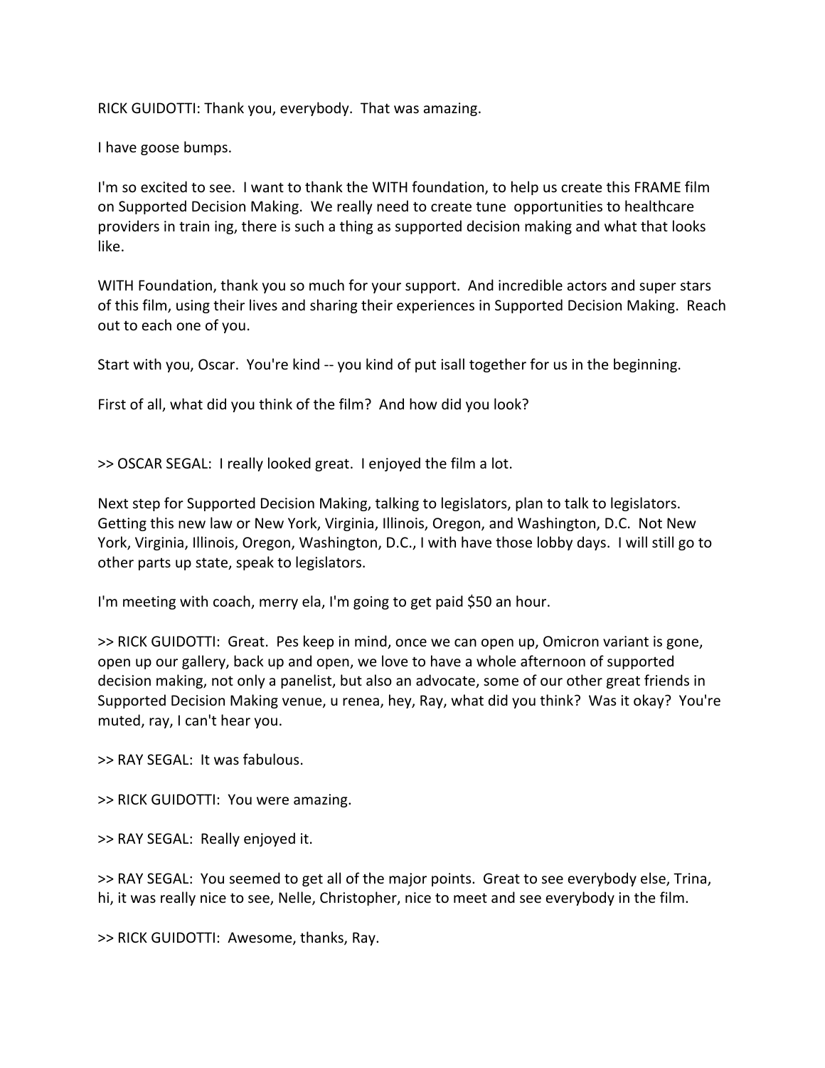RICK GUIDOTTI: Thank you, everybody. That was amazing.

I have goose bumps.

I'm so excited to see. I want to thank the WITH foundation, to help us create this FRAME film on Supported Decision Making. We really need to create tune opportunities to healthcare providers in train ing, there is such a thing as supported decision making and what that looks like.

WITH Foundation, thank you so much for your support. And incredible actors and super stars of this film, using their lives and sharing their experiences in Supported Decision Making. Reach out to each one of you.

Start with you, Oscar. You're kind -- you kind of put isall together for us in the beginning.

First of all, what did you think of the film? And how did you look?

>> OSCAR SEGAL: I really looked great. I enjoyed the film a lot.

Next step for Supported Decision Making, talking to legislators, plan to talk to legislators. Getting this new law or New York, Virginia, Illinois, Oregon, and Washington, D.C. Not New York, Virginia, Illinois, Oregon, Washington, D.C., I with have those lobby days. I will still go to other parts up state, speak to legislators.

I'm meeting with coach, merry ela, I'm going to get paid $50 an hour.

>> RICK GUIDOTTI: Great. Pes keep in mind, once we can open up, Omicron variant is gone, open up our gallery, back up and open, we love to have a whole afternoon of supported decision making, not only a panelist, but also an advocate, some of our other great friends in Supported Decision Making venue, u renea, hey, Ray, what did you think? Was it okay? You're muted, ray, I can't hear you.

>> RAY SEGAL: It was fabulous.

>> RICK GUIDOTTI: You were amazing.

>> RAY SEGAL: Really enjoyed it.

>> RAY SEGAL: You seemed to get all of the major points. Great to see everybody else, Trina, hi, it was really nice to see, Nelle, Christopher, nice to meet and see everybody in the film.

>> RICK GUIDOTTI: Awesome, thanks, Ray.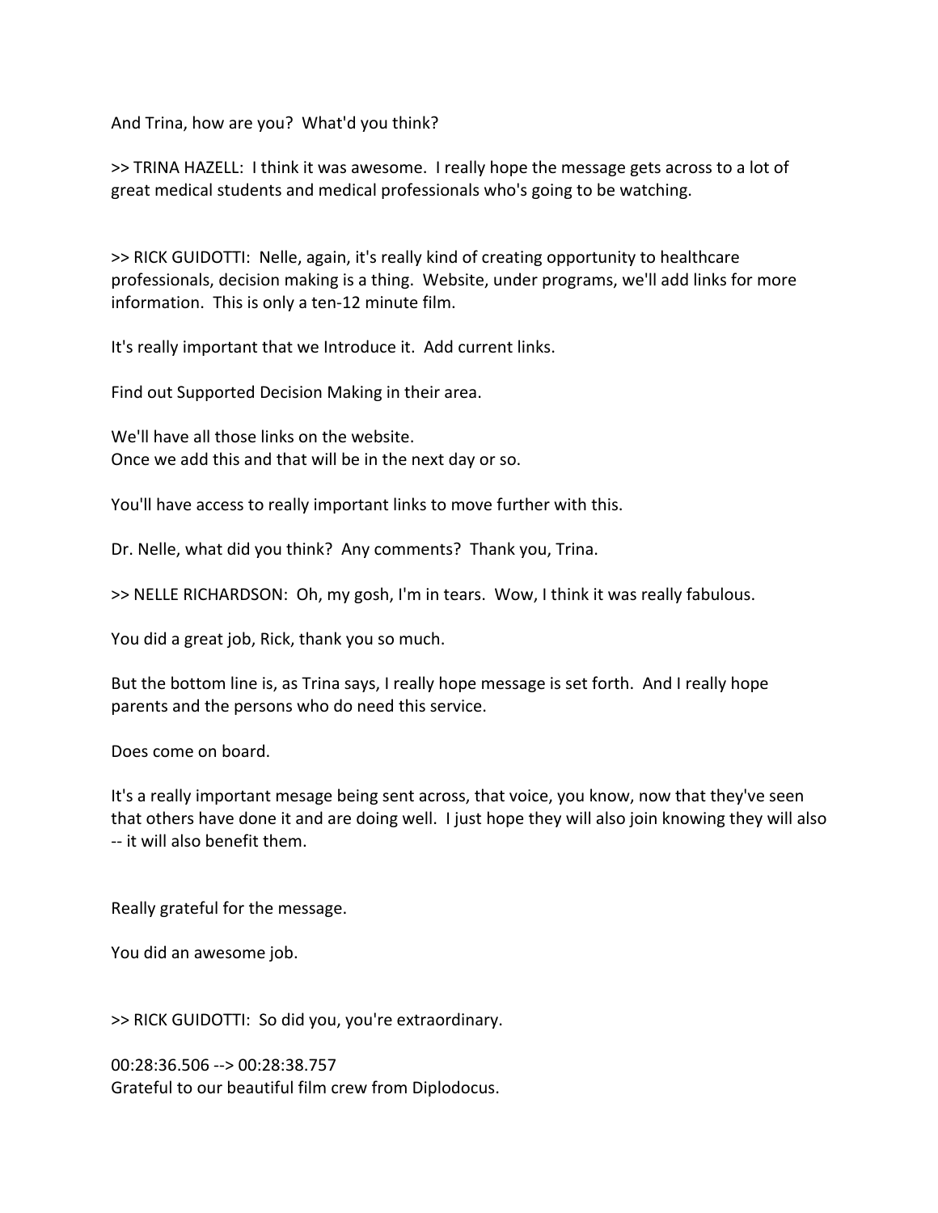And Trina, how are you?  What'd you think?

>> TRINA HAZELL:  I think it was awesome.  I really hope the message gets across to a lot of great medical students and medical professionals who's going to be watching.

>> RICK GUIDOTTI:  Nelle, again, it's really kind of creating opportunity to healthcare professionals, decision making is a thing.  Website, under programs, we'll add links for more information.  This is only a ten-12 minute film.

It's really important that we Introduce it.  Add current links.

Find out Supported Decision Making in their area.

We'll have all those links on the website.
Once we add this and that will be in the next day or so.

You'll have access to really important links to move further with this.

Dr. Nelle, what did you think?  Any comments?  Thank you, Trina.

>> NELLE RICHARDSON:  Oh, my gosh, I'm in tears.  Wow, I think it was really fabulous.

You did a great job, Rick, thank you so much.

But the bottom line is, as Trina says, I really hope message is set forth.  And I really hope parents and the persons who do need this service.

Does come on board.

It's a really important mesage being sent across, that voice, you know, now that they've seen that others have done it and are doing well.  I just hope they will also join knowing they will also -- it will also benefit them.

Really grateful for the message.

You did an awesome job.

>> RICK GUIDOTTI:  So did you, you're extraordinary.

00:28:36.506 --> 00:28:38.757
Grateful to our beautiful film crew from Diplodocus.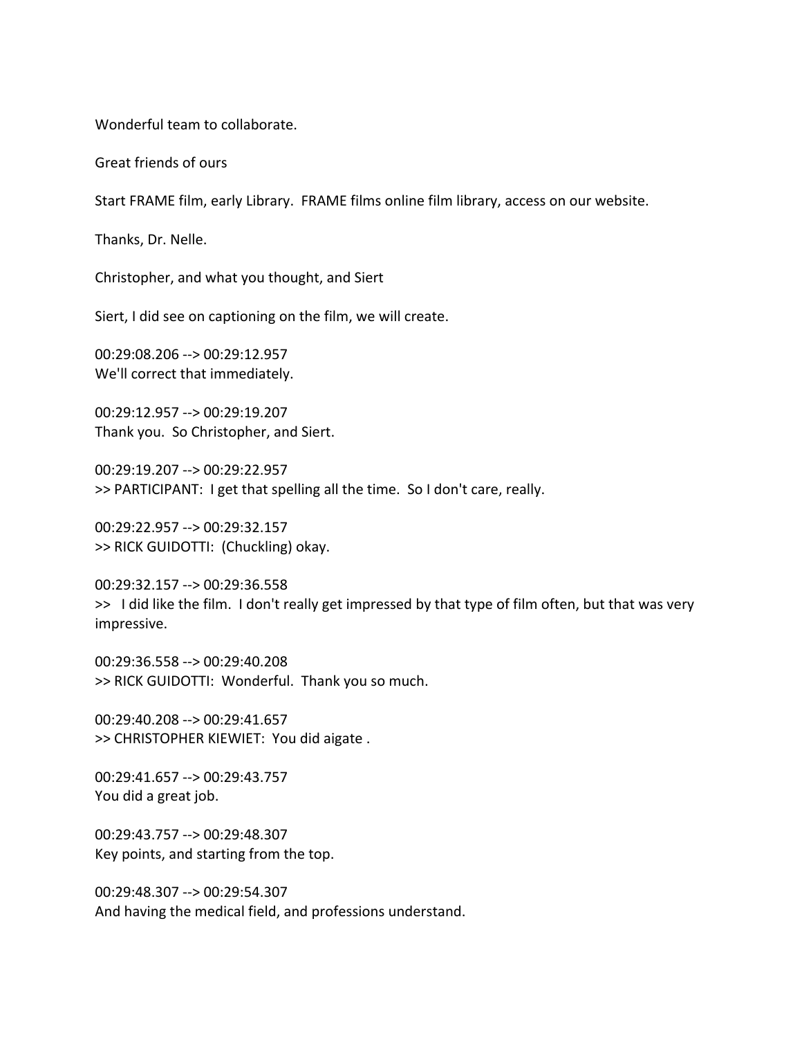Wonderful team to collaborate.

Great friends of ours

Start FRAME film, early Library. FRAME films online film library, access on our website.

Thanks, Dr. Nelle.

Christopher, and what you thought, and Siert

Siert, I did see on captioning on the film, we will create.

00:29:08.206 --> 00:29:12.957
We'll correct that immediately.

00:29:12.957 --> 00:29:19.207
Thank you. So Christopher, and Siert.

00:29:19.207 --> 00:29:22.957
>> PARTICIPANT: I get that spelling all the time. So I don't care, really.

00:29:22.957 --> 00:29:32.157
>> RICK GUIDOTTI: (Chuckling) okay.

00:29:32.157 --> 00:29:36.558
>> I did like the film. I don't really get impressed by that type of film often, but that was very impressive.

00:29:36.558 --> 00:29:40.208
>> RICK GUIDOTTI: Wonderful. Thank you so much.

00:29:40.208 --> 00:29:41.657
>> CHRISTOPHER KIEWIET: You did aigate .

00:29:41.657 --> 00:29:43.757
You did a great job.

00:29:43.757 --> 00:29:48.307
Key points, and starting from the top.

00:29:48.307 --> 00:29:54.307
And having the medical field, and professions understand.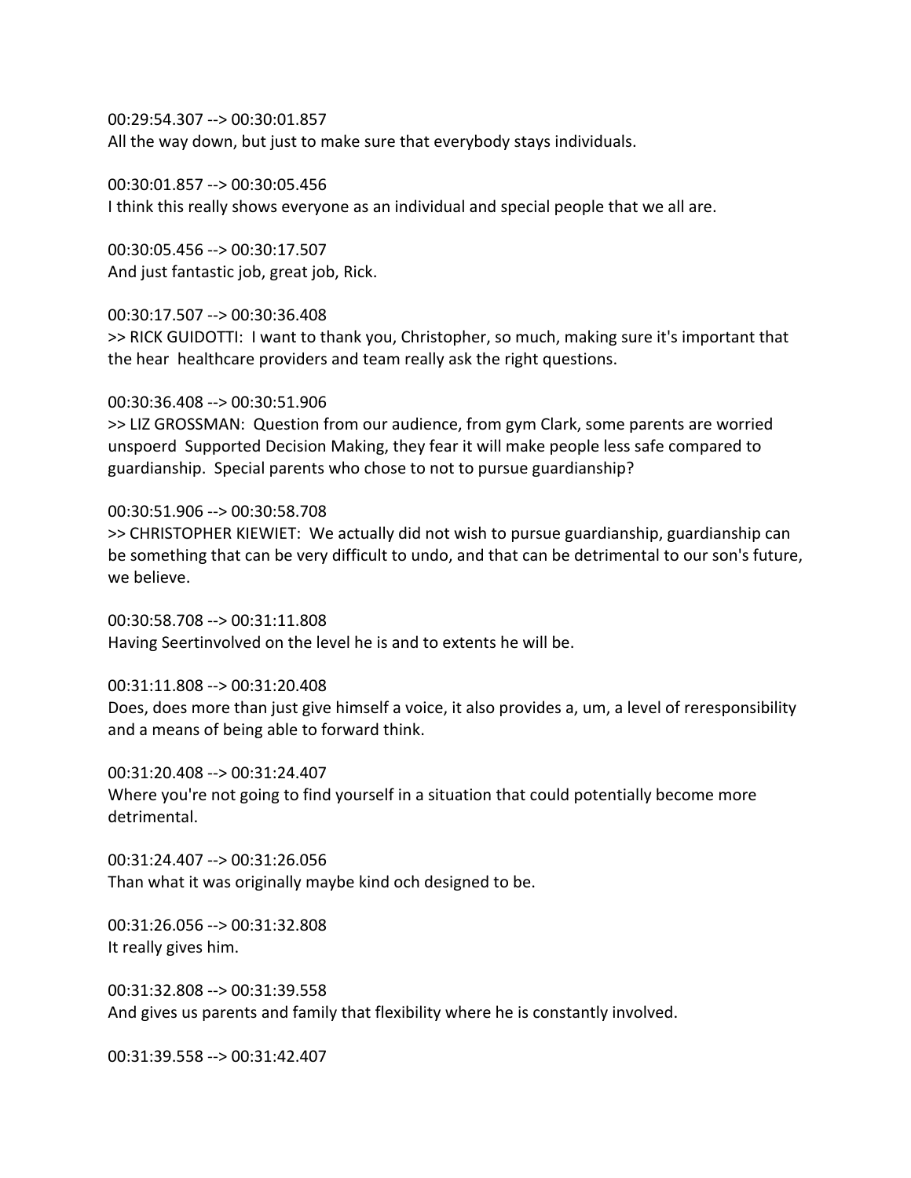00:29:54.307 --> 00:30:01.857
All the way down, but just to make sure that everybody stays individuals.

00:30:01.857 --> 00:30:05.456
I think this really shows everyone as an individual and special people that we all are.

00:30:05.456 --> 00:30:17.507
And just fantastic job, great job, Rick.

00:30:17.507 --> 00:30:36.408
>> RICK GUIDOTTI: I want to thank you, Christopher, so much, making sure it's important that the hear healthcare providers and team really ask the right questions.

00:30:36.408 --> 00:30:51.906
>> LIZ GROSSMAN: Question from our audience, from gym Clark, some parents are worried unspoerd Supported Decision Making, they fear it will make people less safe compared to guardianship. Special parents who chose to not to pursue guardianship?

00:30:51.906 --> 00:30:58.708
>> CHRISTOPHER KIEWIET: We actually did not wish to pursue guardianship, guardianship can be something that can be very difficult to undo, and that can be detrimental to our son's future, we believe.

00:30:58.708 --> 00:31:11.808
Having Seertinvolved on the level he is and to extents he will be.

00:31:11.808 --> 00:31:20.408
Does, does more than just give himself a voice, it also provides a, um, a level of reresponsibility and a means of being able to forward think.

00:31:20.408 --> 00:31:24.407
Where you're not going to find yourself in a situation that could potentially become more detrimental.

00:31:24.407 --> 00:31:26.056
Than what it was originally maybe kind och designed to be.

00:31:26.056 --> 00:31:32.808
It really gives him.

00:31:32.808 --> 00:31:39.558
And gives us parents and family that flexibility where he is constantly involved.

00:31:39.558 --> 00:31:42.407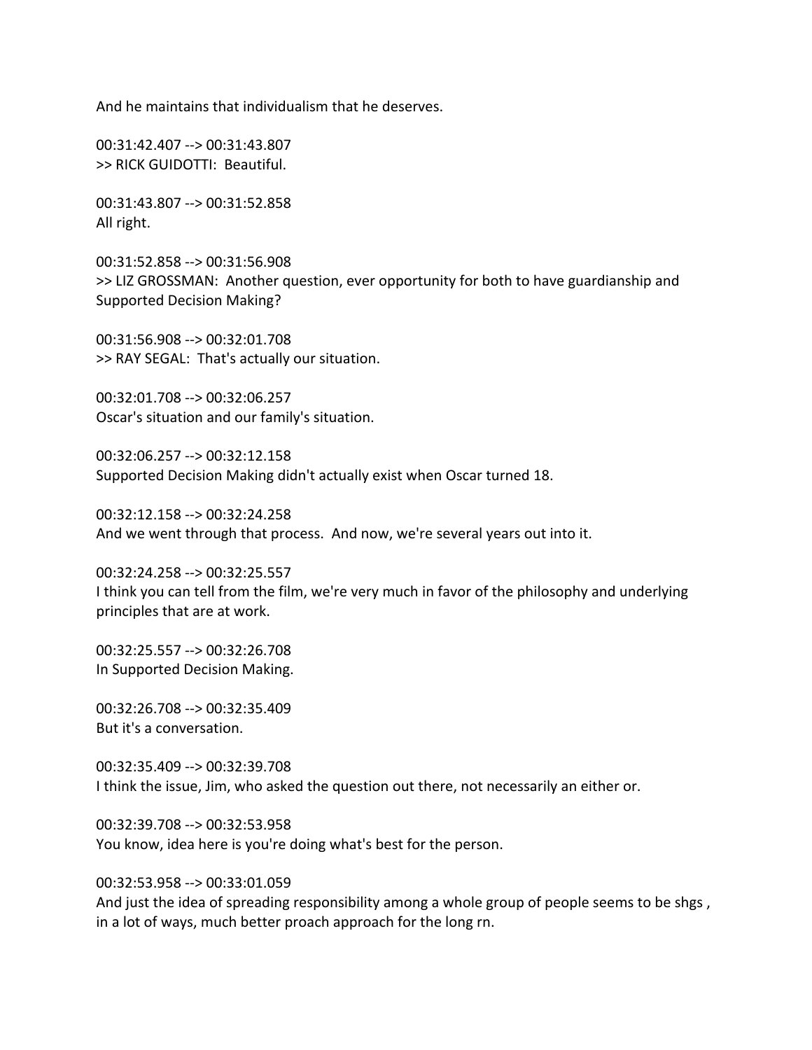And he maintains that individualism that he deserves.

00:31:42.407 --> 00:31:43.807
>> RICK GUIDOTTI: Beautiful.

00:31:43.807 --> 00:31:52.858
All right.

00:31:52.858 --> 00:31:56.908
>> LIZ GROSSMAN: Another question, ever opportunity for both to have guardianship and Supported Decision Making?

00:31:56.908 --> 00:32:01.708
>> RAY SEGAL: That's actually our situation.

00:32:01.708 --> 00:32:06.257
Oscar's situation and our family's situation.

00:32:06.257 --> 00:32:12.158
Supported Decision Making didn't actually exist when Oscar turned 18.

00:32:12.158 --> 00:32:24.258
And we went through that process. And now, we're several years out into it.

00:32:24.258 --> 00:32:25.557
I think you can tell from the film, we're very much in favor of the philosophy and underlying principles that are at work.

00:32:25.557 --> 00:32:26.708
In Supported Decision Making.

00:32:26.708 --> 00:32:35.409
But it's a conversation.

00:32:35.409 --> 00:32:39.708
I think the issue, Jim, who asked the question out there, not necessarily an either or.

00:32:39.708 --> 00:32:53.958
You know, idea here is you're doing what's best for the person.

00:32:53.958 --> 00:33:01.059
And just the idea of spreading responsibility among a whole group of people seems to be shgs , in a lot of ways, much better proach approach for the long rn.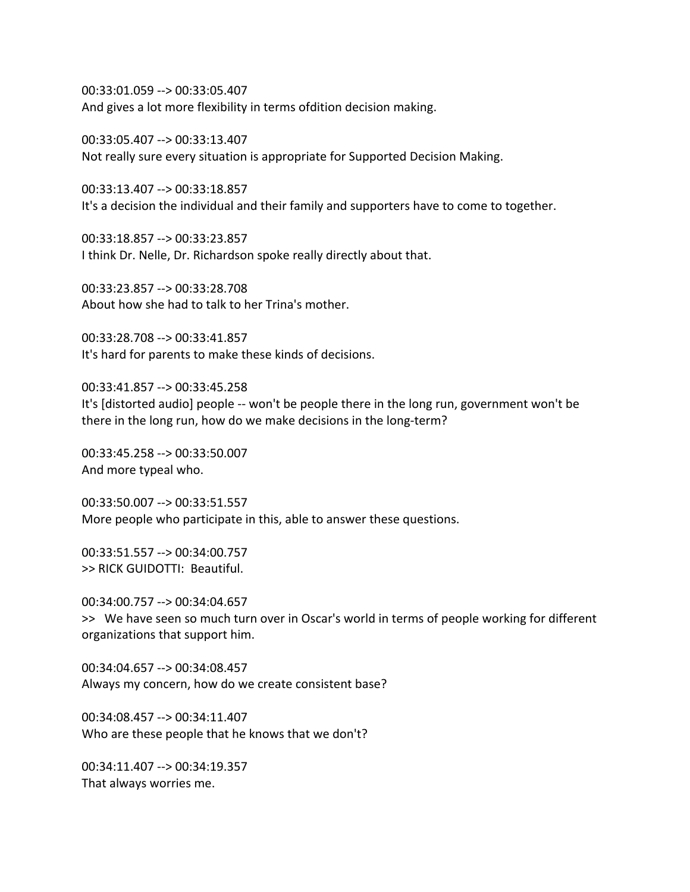00:33:01.059 --> 00:33:05.407
And gives a lot more flexibility in terms ofdition decision making.

00:33:05.407 --> 00:33:13.407
Not really sure every situation is appropriate for Supported Decision Making.

00:33:13.407 --> 00:33:18.857
It's a decision the individual and their family and supporters have to come to together.

00:33:18.857 --> 00:33:23.857
I think Dr. Nelle, Dr. Richardson spoke really directly about that.

00:33:23.857 --> 00:33:28.708
About how she had to talk to her Trina's mother.

00:33:28.708 --> 00:33:41.857
It's hard for parents to make these kinds of decisions.

00:33:41.857 --> 00:33:45.258
It's [distorted audio] people -- won't be people there in the long run, government won't be there in the long run, how do we make decisions in the long-term?

00:33:45.258 --> 00:33:50.007
And more typeal who.

00:33:50.007 --> 00:33:51.557
More people who participate in this, able to answer these questions.

00:33:51.557 --> 00:34:00.757
>> RICK GUIDOTTI: Beautiful.

00:34:00.757 --> 00:34:04.657
>> We have seen so much turn over in Oscar's world in terms of people working for different organizations that support him.

00:34:04.657 --> 00:34:08.457
Always my concern, how do we create consistent base?

00:34:08.457 --> 00:34:11.407
Who are these people that he knows that we don't?

00:34:11.407 --> 00:34:19.357
That always worries me.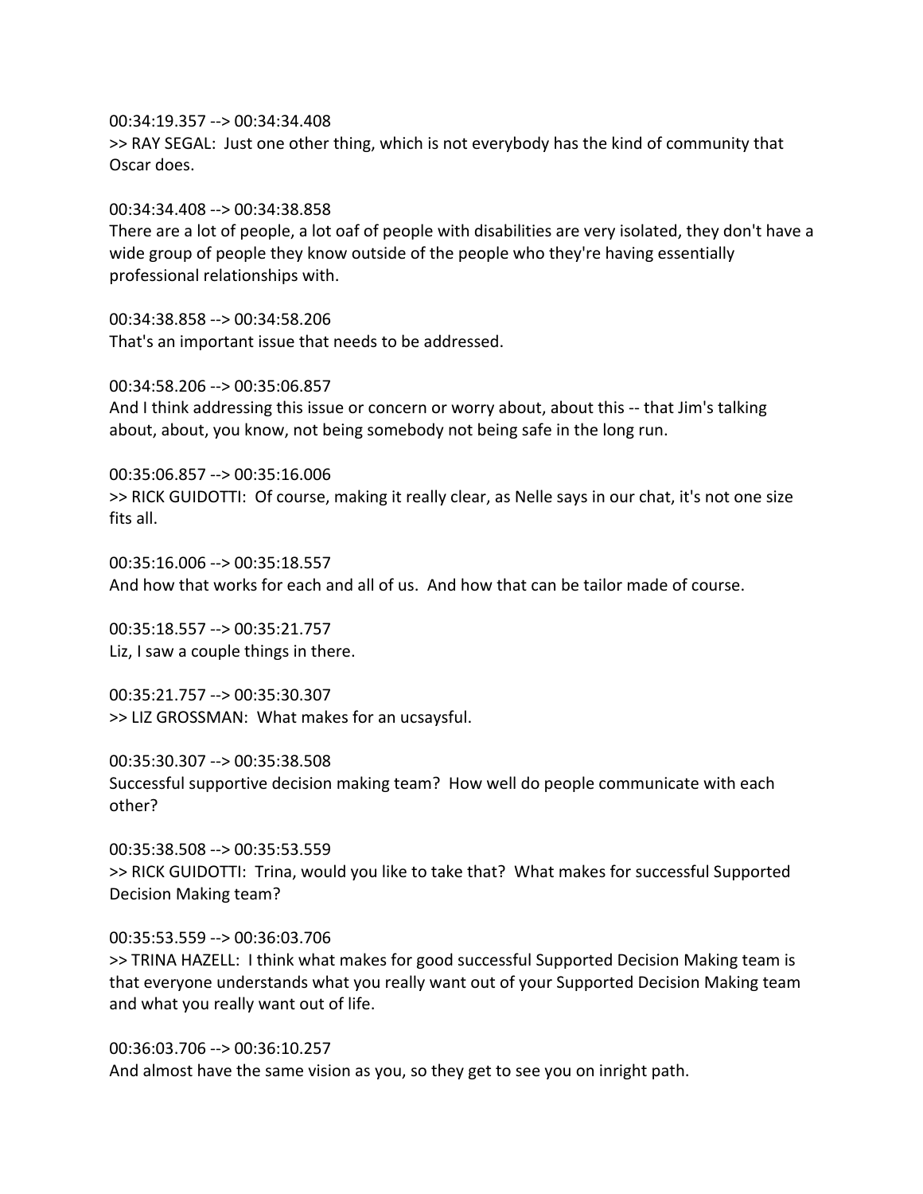00:34:19.357 --> 00:34:34.408
>> RAY SEGAL: Just one other thing, which is not everybody has the kind of community that Oscar does.

00:34:34.408 --> 00:34:38.858
There are a lot of people, a lot oaf of people with disabilities are very isolated, they don't have a wide group of people they know outside of the people who they're having essentially professional relationships with.

00:34:38.858 --> 00:34:58.206
That's an important issue that needs to be addressed.

00:34:58.206 --> 00:35:06.857
And I think addressing this issue or concern or worry about, about this -- that Jim's talking about, about, you know, not being somebody not being safe in the long run.

00:35:06.857 --> 00:35:16.006
>> RICK GUIDOTTI: Of course, making it really clear, as Nelle says in our chat, it's not one size fits all.

00:35:16.006 --> 00:35:18.557
And how that works for each and all of us. And how that can be tailor made of course.

00:35:18.557 --> 00:35:21.757
Liz, I saw a couple things in there.

00:35:21.757 --> 00:35:30.307
>> LIZ GROSSMAN: What makes for an ucsaysful.

00:35:30.307 --> 00:35:38.508
Successful supportive decision making team? How well do people communicate with each other?

00:35:38.508 --> 00:35:53.559
>> RICK GUIDOTTI: Trina, would you like to take that? What makes for successful Supported Decision Making team?

00:35:53.559 --> 00:36:03.706
>> TRINA HAZELL: I think what makes for good successful Supported Decision Making team is that everyone understands what you really want out of your Supported Decision Making team and what you really want out of life.

00:36:03.706 --> 00:36:10.257
And almost have the same vision as you, so they get to see you on inright path.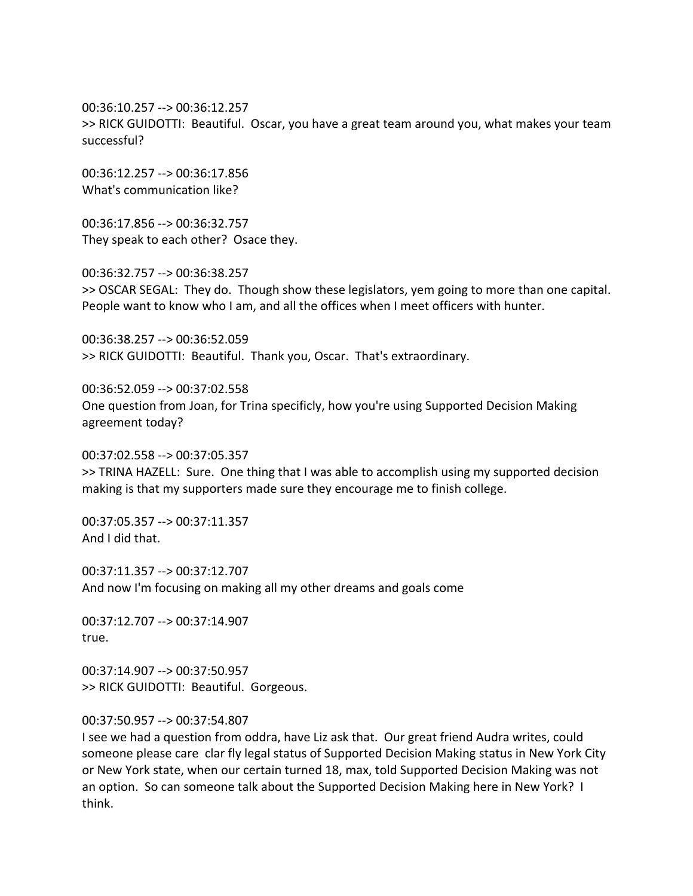00:36:10.257 --> 00:36:12.257
>> RICK GUIDOTTI:  Beautiful.  Oscar, you have a great team around you, what makes your team successful?

00:36:12.257 --> 00:36:17.856
What's communication like?

00:36:17.856 --> 00:36:32.757
They speak to each other?  Osace they.

00:36:32.757 --> 00:36:38.257
>> OSCAR SEGAL:  They do.  Though show these legislators, yem going to more than one capital.  People want to know who I am, and all the offices when I meet officers with hunter.

00:36:38.257 --> 00:36:52.059
>> RICK GUIDOTTI:  Beautiful.  Thank you, Oscar.  That's extraordinary.

00:36:52.059 --> 00:37:02.558
One question from Joan, for Trina specificly, how you're using Supported Decision Making agreement today?

00:37:02.558 --> 00:37:05.357
>> TRINA HAZELL:  Sure.  One thing that I was able to accomplish using my supported decision making is that my supporters made sure they encourage me to finish college.

00:37:05.357 --> 00:37:11.357
And I did that.

00:37:11.357 --> 00:37:12.707
And now I'm focusing on making all my other dreams and goals come

00:37:12.707 --> 00:37:14.907
true.

00:37:14.907 --> 00:37:50.957
>> RICK GUIDOTTI:  Beautiful.  Gorgeous.

00:37:50.957 --> 00:37:54.807
I see we had a question from oddra, have Liz ask that.  Our great friend Audra writes, could someone please care  clar fly legal status of Supported Decision Making status in New York City or New York state, when our certain turned 18, max, told Supported Decision Making was not an option.  So can someone talk about the Supported Decision Making here in New York?  I think.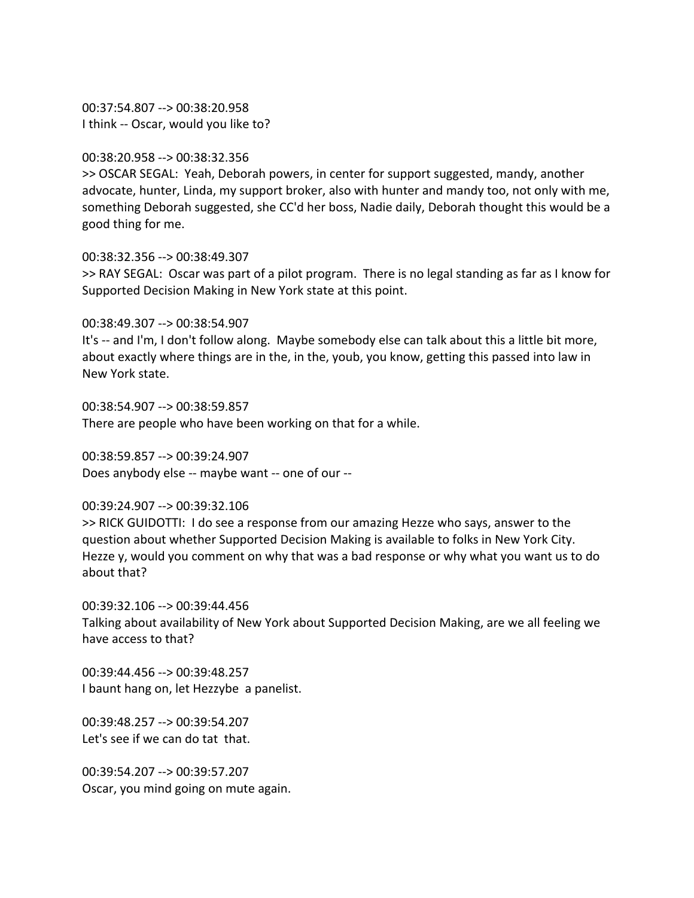00:37:54.807 --> 00:38:20.958
I think -- Oscar, would you like to?

00:38:20.958 --> 00:38:32.356
>> OSCAR SEGAL: Yeah, Deborah powers, in center for support suggested, mandy, another advocate, hunter, Linda, my support broker, also with hunter and mandy too, not only with me, something Deborah suggested, she CC'd her boss, Nadie daily, Deborah thought this would be a good thing for me.

00:38:32.356 --> 00:38:49.307
>> RAY SEGAL: Oscar was part of a pilot program. There is no legal standing as far as I know for Supported Decision Making in New York state at this point.

00:38:49.307 --> 00:38:54.907
It's -- and I'm, I don't follow along. Maybe somebody else can talk about this a little bit more, about exactly where things are in the, in the, youb, you know, getting this passed into law in New York state.

00:38:54.907 --> 00:38:59.857
There are people who have been working on that for a while.

00:38:59.857 --> 00:39:24.907
Does anybody else -- maybe want -- one of our --

00:39:24.907 --> 00:39:32.106
>> RICK GUIDOTTI: I do see a response from our amazing Hezze who says, answer to the question about whether Supported Decision Making is available to folks in New York City. Hezze y, would you comment on why that was a bad response or why what you want us to do about that?

00:39:32.106 --> 00:39:44.456
Talking about availability of New York about Supported Decision Making, are we all feeling we have access to that?

00:39:44.456 --> 00:39:48.257
I baunt hang on, let Hezzybe a panelist.

00:39:48.257 --> 00:39:54.207
Let's see if we can do tat that.

00:39:54.207 --> 00:39:57.207
Oscar, you mind going on mute again.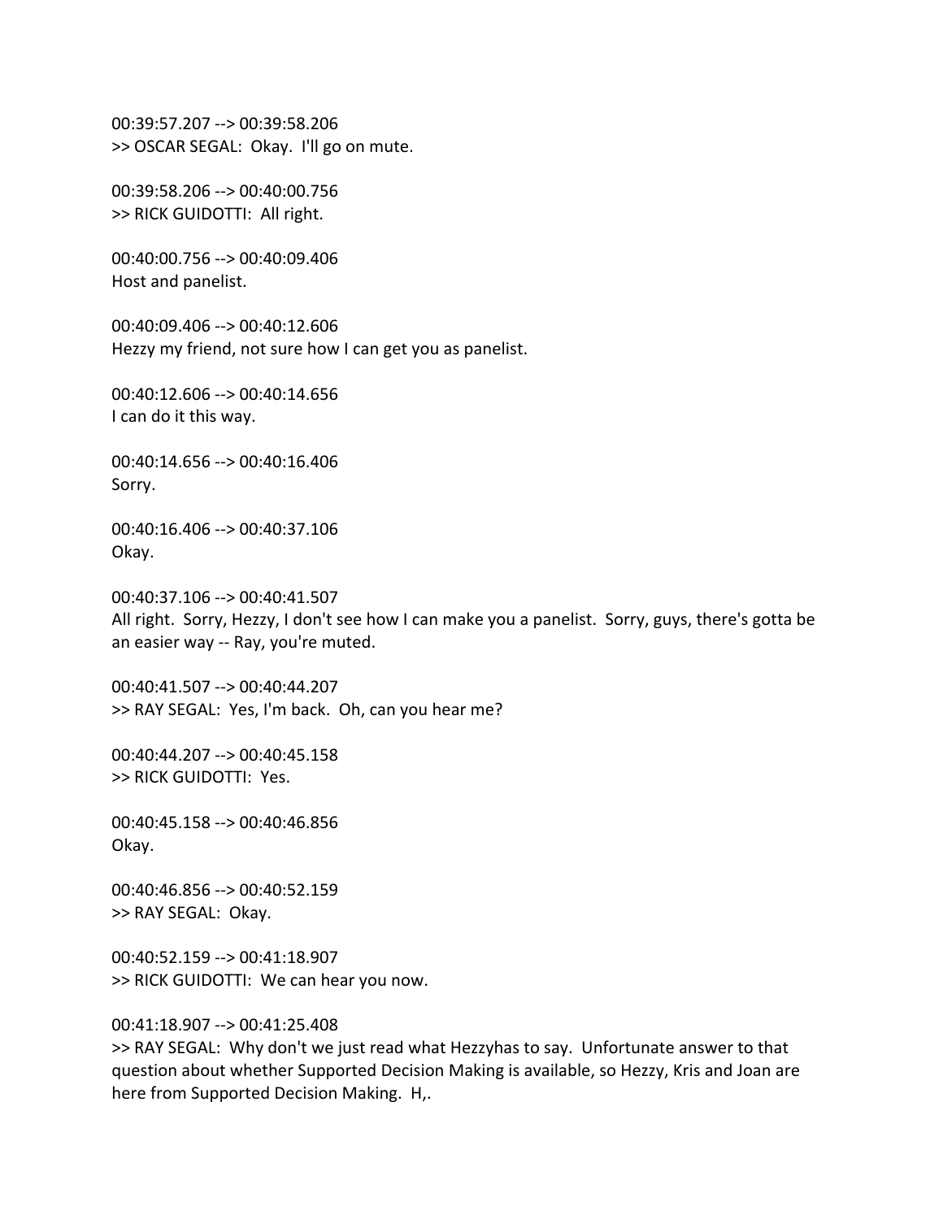00:39:57.207 --> 00:39:58.206
>> OSCAR SEGAL:  Okay.  I'll go on mute.

00:39:58.206 --> 00:40:00.756
>> RICK GUIDOTTI:  All right.

00:40:00.756 --> 00:40:09.406
Host and panelist.

00:40:09.406 --> 00:40:12.606
Hezzy my friend, not sure how I can get you as panelist.

00:40:12.606 --> 00:40:14.656
I can do it this way.

00:40:14.656 --> 00:40:16.406
Sorry.

00:40:16.406 --> 00:40:37.106
Okay.

00:40:37.106 --> 00:40:41.507
All right.  Sorry, Hezzy, I don't see how I can make you a panelist.  Sorry, guys, there's gotta be an easier way -- Ray, you're muted.

00:40:41.507 --> 00:40:44.207
>> RAY SEGAL:  Yes, I'm back.  Oh, can you hear me?

00:40:44.207 --> 00:40:45.158
>> RICK GUIDOTTI:  Yes.

00:40:45.158 --> 00:40:46.856
Okay.

00:40:46.856 --> 00:40:52.159
>> RAY SEGAL:  Okay.

00:40:52.159 --> 00:41:18.907
>> RICK GUIDOTTI:  We can hear you now.

00:41:18.907 --> 00:41:25.408
>> RAY SEGAL:  Why don't we just read what Hezzyhas to say.  Unfortunate answer to that question about whether Supported Decision Making is available, so Hezzy, Kris and Joan are here from Supported Decision Making.  H,.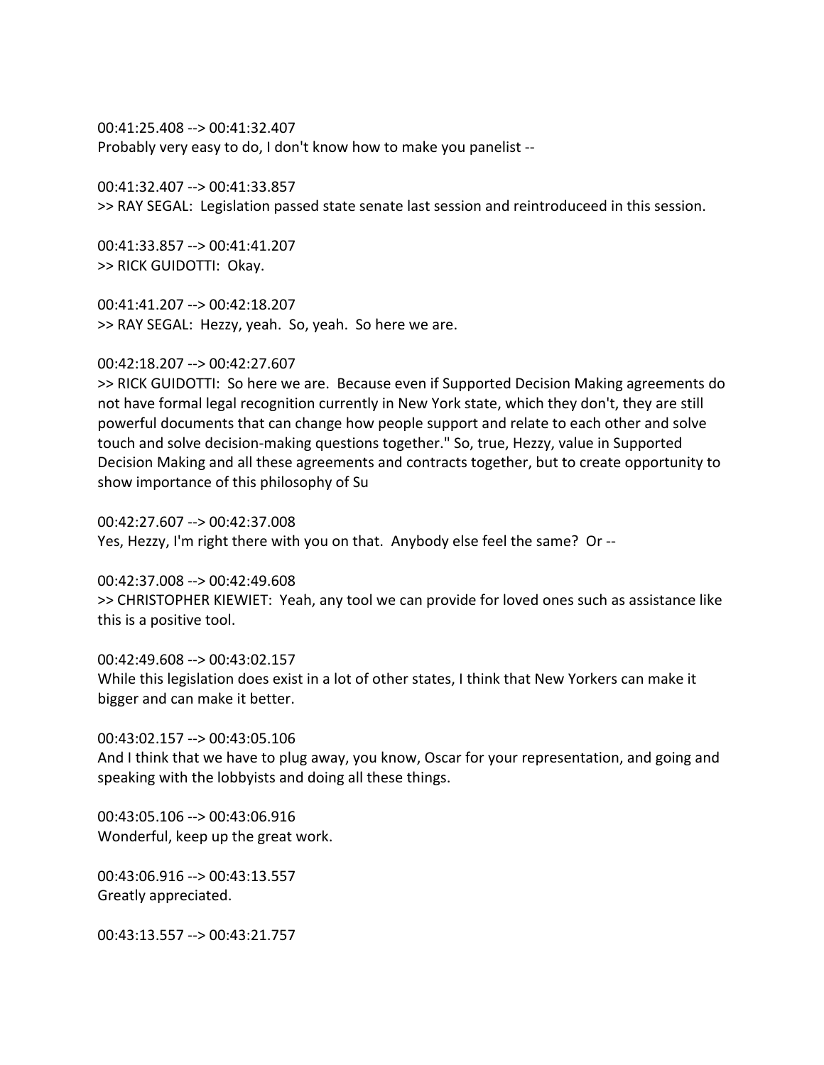00:41:25.408 --> 00:41:32.407
Probably very easy to do, I don't know how to make you panelist --

00:41:32.407 --> 00:41:33.857
>> RAY SEGAL: Legislation passed state senate last session and reintroduceed in this session.

00:41:33.857 --> 00:41:41.207
>> RICK GUIDOTTI: Okay.

00:41:41.207 --> 00:42:18.207
>> RAY SEGAL: Hezzy, yeah. So, yeah. So here we are.

00:42:18.207 --> 00:42:27.607
>> RICK GUIDOTTI: So here we are. Because even if Supported Decision Making agreements do not have formal legal recognition currently in New York state, which they don't, they are still powerful documents that can change how people support and relate to each other and solve touch and solve decision-making questions together." So, true, Hezzy, value in Supported Decision Making and all these agreements and contracts together, but to create opportunity to show importance of this philosophy of Su

00:42:27.607 --> 00:42:37.008
Yes, Hezzy, I'm right there with you on that. Anybody else feel the same? Or --

00:42:37.008 --> 00:42:49.608
>> CHRISTOPHER KIEWIET: Yeah, any tool we can provide for loved ones such as assistance like this is a positive tool.

00:42:49.608 --> 00:43:02.157
While this legislation does exist in a lot of other states, I think that New Yorkers can make it bigger and can make it better.

00:43:02.157 --> 00:43:05.106
And I think that we have to plug away, you know, Oscar for your representation, and going and speaking with the lobbyists and doing all these things.

00:43:05.106 --> 00:43:06.916
Wonderful, keep up the great work.

00:43:06.916 --> 00:43:13.557
Greatly appreciated.

00:43:13.557 --> 00:43:21.757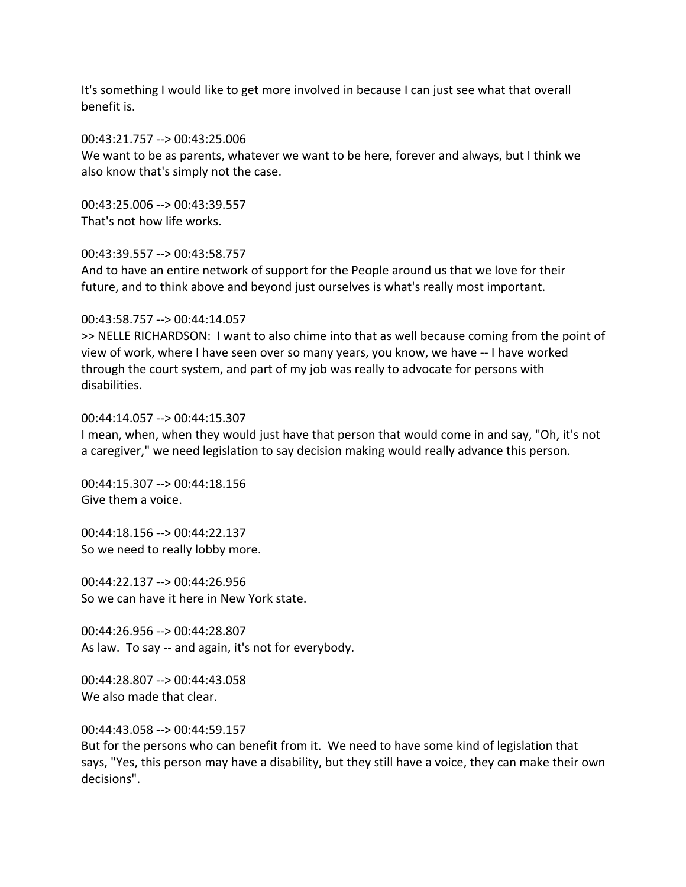It's something I would like to get more involved in because I can just see what that overall benefit is.

00:43:21.757 --> 00:43:25.006
We want to be as parents, whatever we want to be here, forever and always, but I think we also know that's simply not the case.

00:43:25.006 --> 00:43:39.557
That's not how life works.

00:43:39.557 --> 00:43:58.757
And to have an entire network of support for the People around us that we love for their future, and to think above and beyond just ourselves is what's really most important.

00:43:58.757 --> 00:44:14.057
>> NELLE RICHARDSON: I want to also chime into that as well because coming from the point of view of work, where I have seen over so many years, you know, we have -- I have worked through the court system, and part of my job was really to advocate for persons with disabilities.

00:44:14.057 --> 00:44:15.307
I mean, when, when they would just have that person that would come in and say, "Oh, it's not a caregiver," we need legislation to say decision making would really advance this person.

00:44:15.307 --> 00:44:18.156
Give them a voice.

00:44:18.156 --> 00:44:22.137
So we need to really lobby more.

00:44:22.137 --> 00:44:26.956
So we can have it here in New York state.

00:44:26.956 --> 00:44:28.807
As law. To say -- and again, it's not for everybody.

00:44:28.807 --> 00:44:43.058
We also made that clear.

00:44:43.058 --> 00:44:59.157
But for the persons who can benefit from it. We need to have some kind of legislation that says, "Yes, this person may have a disability, but they still have a voice, they can make their own decisions".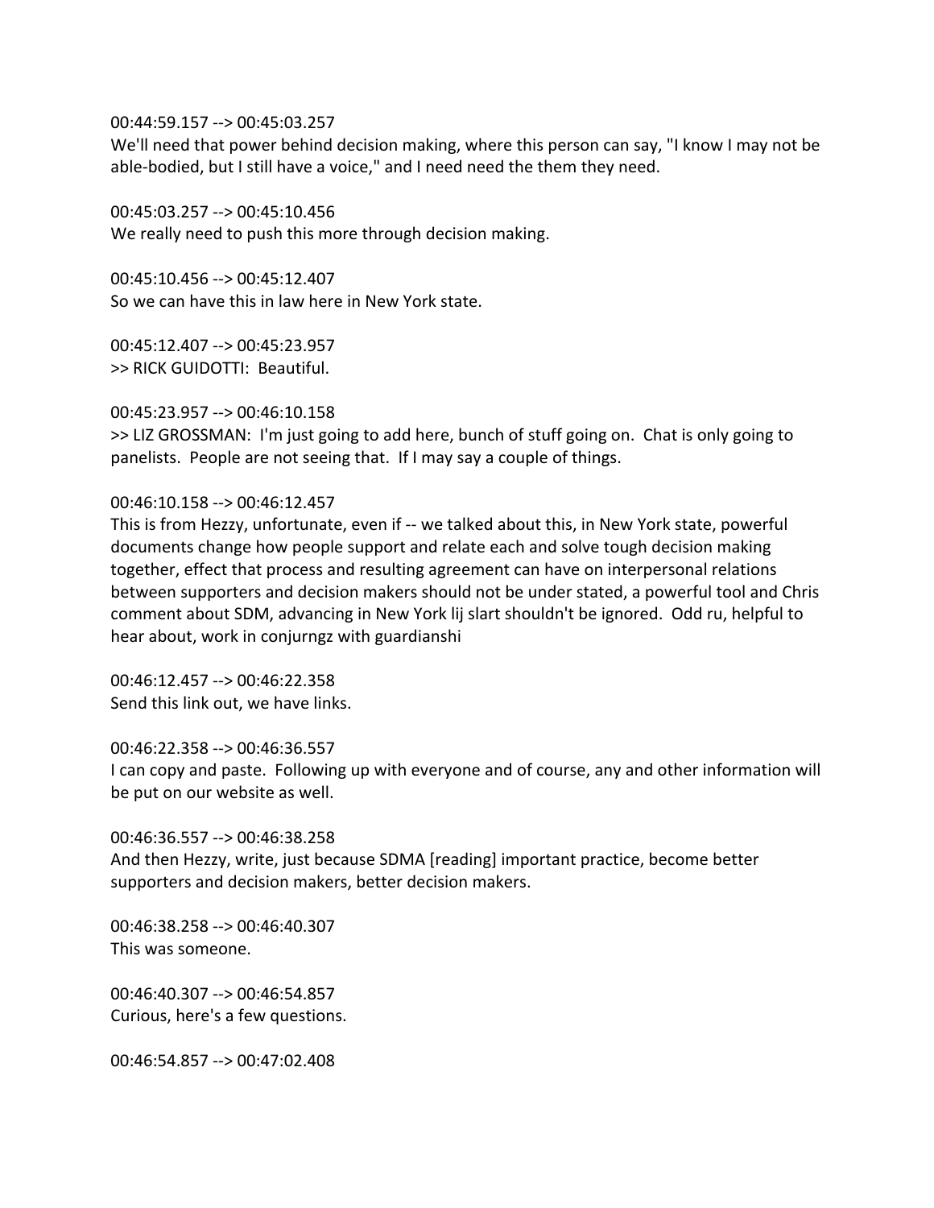00:44:59.157 --> 00:45:03.257
We'll need that power behind decision making, where this person can say, "I know I may not be able-bodied, but I still have a voice," and I need need the them they need.

00:45:03.257 --> 00:45:10.456
We really need to push this more through decision making.

00:45:10.456 --> 00:45:12.407
So we can have this in law here in New York state.

00:45:12.407 --> 00:45:23.957
>> RICK GUIDOTTI: Beautiful.

00:45:23.957 --> 00:46:10.158
>> LIZ GROSSMAN: I'm just going to add here, bunch of stuff going on. Chat is only going to panelists. People are not seeing that. If I may say a couple of things.

00:46:10.158 --> 00:46:12.457
This is from Hezzy, unfortunate, even if -- we talked about this, in New York state, powerful documents change how people support and relate each and solve tough decision making together, effect that process and resulting agreement can have on interpersonal relations between supporters and decision makers should not be under stated, a powerful tool and Chris comment about SDM, advancing in New York lij slart shouldn't be ignored. Odd ru, helpful to hear about, work in conjurngz with guardianshi

00:46:12.457 --> 00:46:22.358
Send this link out, we have links.

00:46:22.358 --> 00:46:36.557
I can copy and paste. Following up with everyone and of course, any and other information will be put on our website as well.

00:46:36.557 --> 00:46:38.258
And then Hezzy, write, just because SDMA [reading] important practice, become better supporters and decision makers, better decision makers.

00:46:38.258 --> 00:46:40.307
This was someone.

00:46:40.307 --> 00:46:54.857
Curious, here's a few questions.

00:46:54.857 --> 00:47:02.408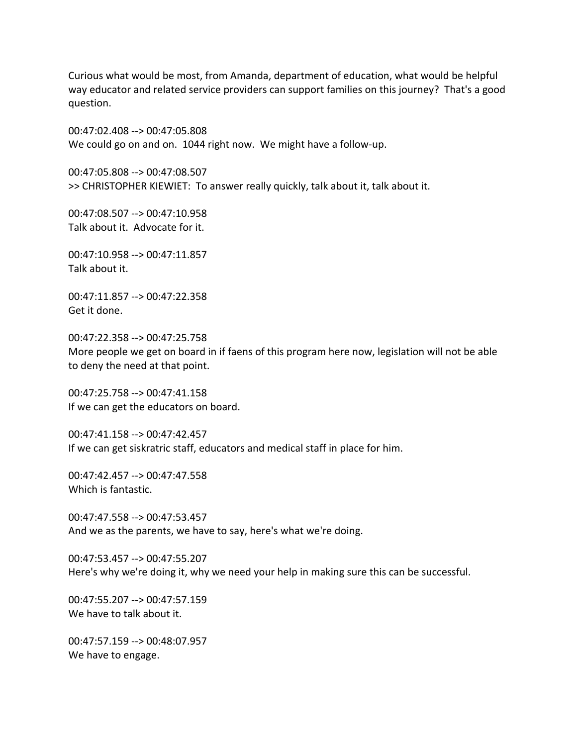Curious what would be most, from Amanda, department of education, what would be helpful way educator and related service providers can support families on this journey? That's a good question.

00:47:02.408 --> 00:47:05.808
We could go on and on. 1044 right now. We might have a follow-up.

00:47:05.808 --> 00:47:08.507
>> CHRISTOPHER KIEWIET: To answer really quickly, talk about it, talk about it.

00:47:08.507 --> 00:47:10.958
Talk about it. Advocate for it.

00:47:10.958 --> 00:47:11.857
Talk about it.

00:47:11.857 --> 00:47:22.358
Get it done.

00:47:22.358 --> 00:47:25.758
More people we get on board in if faens of this program here now, legislation will not be able to deny the need at that point.

00:47:25.758 --> 00:47:41.158
If we can get the educators on board.

00:47:41.158 --> 00:47:42.457
If we can get siskratric staff, educators and medical staff in place for him.

00:47:42.457 --> 00:47:47.558
Which is fantastic.

00:47:47.558 --> 00:47:53.457
And we as the parents, we have to say, here's what we're doing.

00:47:53.457 --> 00:47:55.207
Here's why we're doing it, why we need your help in making sure this can be successful.

00:47:55.207 --> 00:47:57.159
We have to talk about it.

00:47:57.159 --> 00:48:07.957
We have to engage.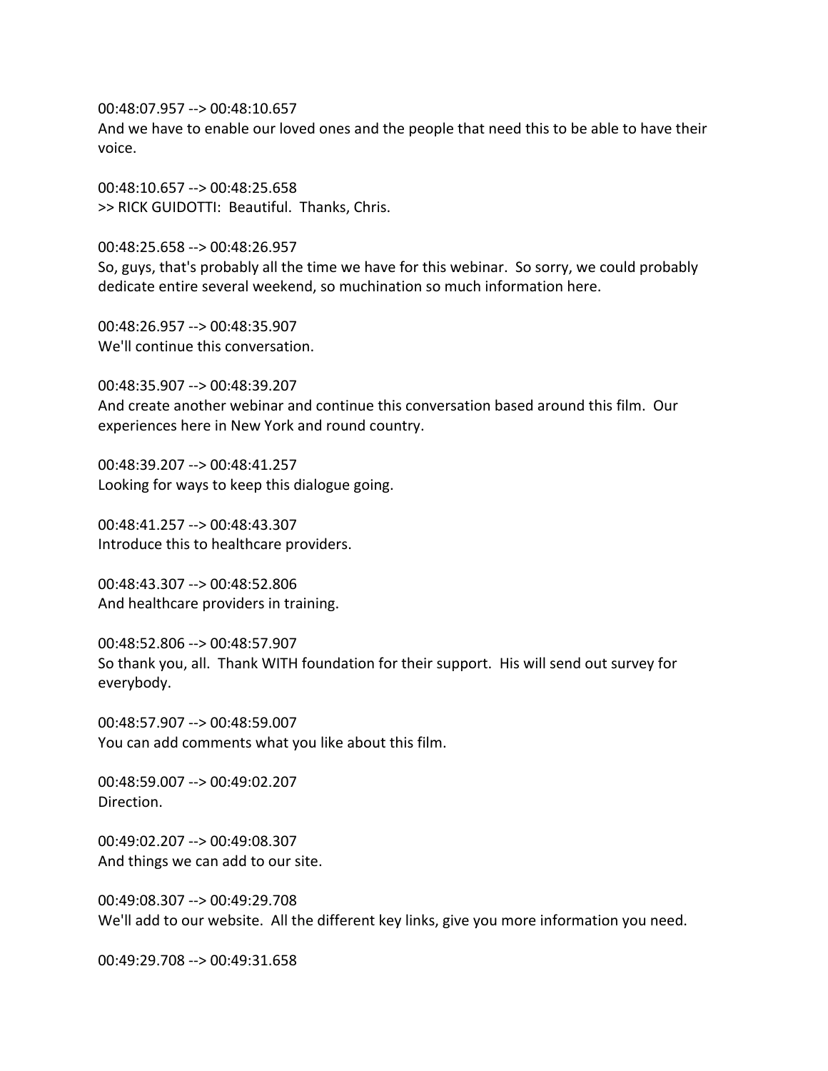00:48:07.957 --> 00:48:10.657
And we have to enable our loved ones and the people that need this to be able to have their voice.

00:48:10.657 --> 00:48:25.658
>> RICK GUIDOTTI: Beautiful. Thanks, Chris.

00:48:25.658 --> 00:48:26.957
So, guys, that's probably all the time we have for this webinar. So sorry, we could probably dedicate entire several weekend, so muchination so much information here.

00:48:26.957 --> 00:48:35.907
We'll continue this conversation.

00:48:35.907 --> 00:48:39.207
And create another webinar and continue this conversation based around this film. Our experiences here in New York and round country.

00:48:39.207 --> 00:48:41.257
Looking for ways to keep this dialogue going.

00:48:41.257 --> 00:48:43.307
Introduce this to healthcare providers.

00:48:43.307 --> 00:48:52.806
And healthcare providers in training.

00:48:52.806 --> 00:48:57.907
So thank you, all. Thank WITH foundation for their support. His will send out survey for everybody.

00:48:57.907 --> 00:48:59.007
You can add comments what you like about this film.

00:48:59.007 --> 00:49:02.207
Direction.

00:49:02.207 --> 00:49:08.307
And things we can add to our site.

00:49:08.307 --> 00:49:29.708
We'll add to our website. All the different key links, give you more information you need.

00:49:29.708 --> 00:49:31.658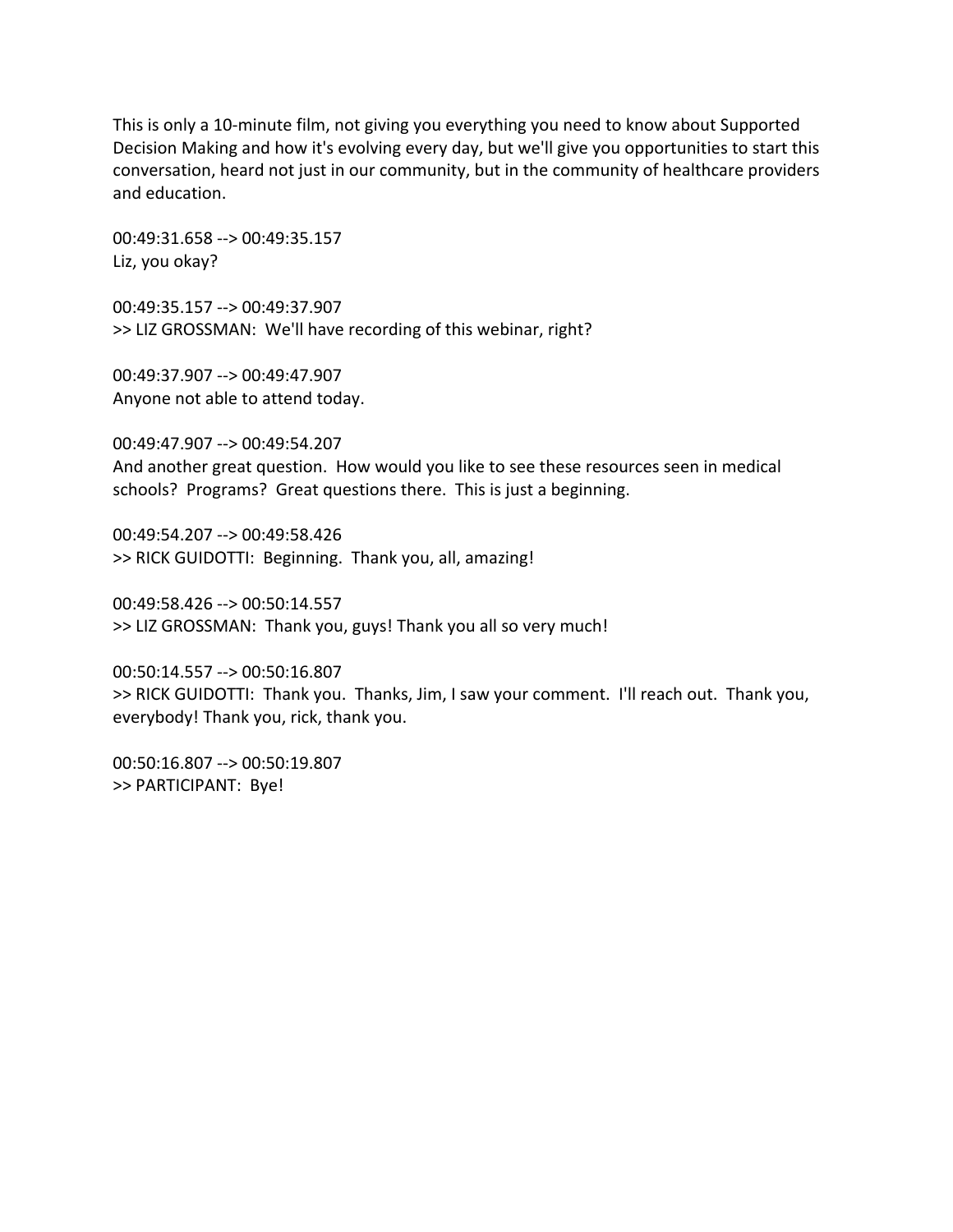This is only a 10-minute film, not giving you everything you need to know about Supported Decision Making and how it's evolving every day, but we'll give you opportunities to start this conversation, heard not just in our community, but in the community of healthcare providers and education.

00:49:31.658 --> 00:49:35.157
Liz, you okay?

00:49:35.157 --> 00:49:37.907
>> LIZ GROSSMAN:  We'll have recording of this webinar, right?

00:49:37.907 --> 00:49:47.907
Anyone not able to attend today.

00:49:47.907 --> 00:49:54.207
And another great question.  How would you like to see these resources seen in medical schools?  Programs?  Great questions there.  This is just a beginning.

00:49:54.207 --> 00:49:58.426
>> RICK GUIDOTTI:  Beginning.  Thank you, all, amazing!

00:49:58.426 --> 00:50:14.557
>> LIZ GROSSMAN:  Thank you, guys! Thank you all so very much!

00:50:14.557 --> 00:50:16.807
>> RICK GUIDOTTI:  Thank you.  Thanks, Jim, I saw your comment.  I'll reach out.  Thank you, everybody! Thank you, rick, thank you.

00:50:16.807 --> 00:50:19.807
>> PARTICIPANT:  Bye!